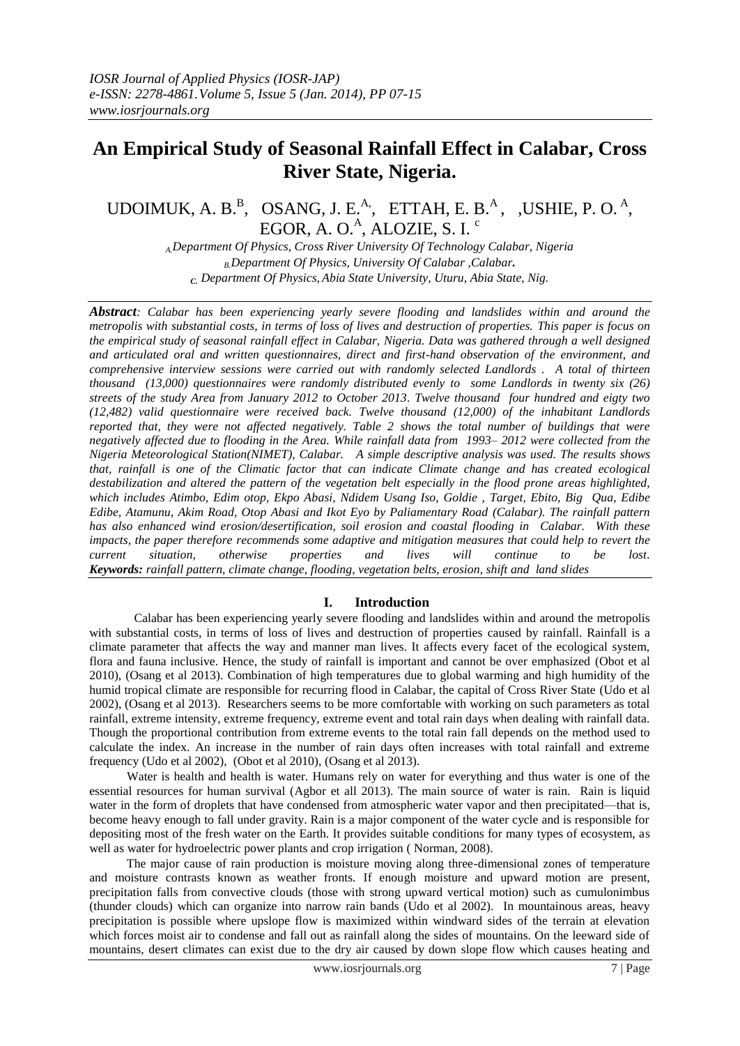# An Empirical Study of Seasonal Rainfall Effect in Calabar, Cross River State, Nigeria.

UDOIMUK, A. B.[B], OSANG, J. E.[A,], ETTAH, E. B.[A] , ,USHIE, P. O. [A], EGOR, A. O.[A], ALOZIE, S. I. [c]

[A.] Department Of Physics, Cross River University Of Technology Calabar, Nigeria
[B.] Department Of Physics, University Of Calabar ,Calabar.
[C.] Department Of Physics, Abia State University, Uturu, Abia State, Nig.

***Abstract**: Calabar has been experiencing yearly severe flooding and landslides within and around the metropolis with substantial costs, in terms of loss of lives and destruction of properties. This paper is focus on the empirical study of seasonal rainfall effect in Calabar, Nigeria. Data was gathered through a well designed and articulated oral and written questionnaires, direct and first-hand observation of the environment, and comprehensive interview sessions were carried out with randomly selected Landlords . A total of thirteen thousand (13,000) questionnaires were randomly distributed evenly to some Landlords in twenty six (26) streets of the study Area from January 2012 to October 2013. Twelve thousand four hundred and eigty two (12,482) valid questionnaire were received back. Twelve thousand (12,000) of the inhabitant Landlords reported that, they were not affected negatively. Table 2 shows the total number of buildings that were negatively affected due to flooding in the Area. While rainfall data from 1993– 2012 were collected from the Nigeria Meteorological Station(NIMET), Calabar. A simple descriptive analysis was used. The results shows that, rainfall is one of the Climatic factor that can indicate Climate change and has created ecological destabilization and altered the pattern of the vegetation belt especially in the flood prone areas highlighted, which includes Atimbo, Edim otop, Ekpo Abasi, Ndidem Usang Iso, Goldie , Target, Ebito, Big Qua, Edibe Edibe, Atamunu, Akim Road, Otop Abasi and Ikot Eyo by Paliamentary Road (Calabar). The rainfall pattern has also enhanced wind erosion/desertification, soil erosion and coastal flooding in Calabar. With these impacts, the paper therefore recommends some adaptive and mitigation measures that could help to revert the current situation, otherwise properties and lives will continue to be lost.*

***Keywords:** rainfall pattern, climate change, flooding, vegetation belts, erosion, shift and land slides*

## I. Introduction

Calabar has been experiencing yearly severe flooding and landslides within and around the metropolis with substantial costs, in terms of loss of lives and destruction of properties caused by rainfall. Rainfall is a climate parameter that affects the way and manner man lives. It affects every facet of the ecological system, flora and fauna inclusive. Hence, the study of rainfall is important and cannot be over emphasized (Obot et al 2010), (Osang et al 2013). Combination of high temperatures due to global warming and high humidity of the humid tropical climate are responsible for recurring flood in Calabar, the capital of Cross River State (Udo et al 2002), (Osang et al 2013). Researchers seems to be more comfortable with working on such parameters as total rainfall, extreme intensity, extreme frequency, extreme event and total rain days when dealing with rainfall data. Though the proportional contribution from extreme events to the total rain fall depends on the method used to calculate the index. An increase in the number of rain days often increases with total rainfall and extreme frequency (Udo et al 2002), (Obot et al 2010), (Osang et al 2013).

Water is health and health is water. Humans rely on water for everything and thus water is one of the essential resources for human survival (Agbor et all 2013). The main source of water is rain. Rain is liquid water in the form of droplets that have condensed from atmospheric water vapor and then precipitated—that is, become heavy enough to fall under gravity. Rain is a major component of the water cycle and is responsible for depositing most of the fresh water on the Earth. It provides suitable conditions for many types of ecosystem, as well as water for hydroelectric power plants and crop irrigation ( Norman, 2008).

The major cause of rain production is moisture moving along three-dimensional zones of temperature and moisture contrasts known as weather fronts. If enough moisture and upward motion are present, precipitation falls from convective clouds (those with strong upward vertical motion) such as cumulonimbus (thunder clouds) which can organize into narrow rain bands (Udo et al 2002). In mountainous areas, heavy precipitation is possible where upslope flow is maximized within windward sides of the terrain at elevation which forces moist air to condense and fall out as rainfall along the sides of mountains. On the leeward side of mountains, desert climates can exist due to the dry air caused by down slope flow which causes heating and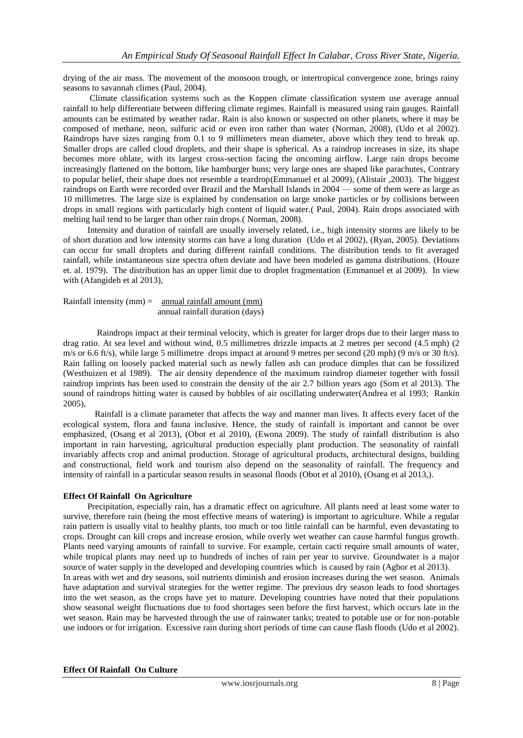drying of the air mass. The movement of the monsoon trough, or intertropical convergence zone, brings rainy seasons to savannah climes (Paul, 2004).

Climate classification systems such as the Koppen climate classification system use average annual rainfall to help differentiate between differing climate regimes. Rainfall is measured using rain gauges. Rainfall amounts can be estimated by weather radar. Rain is also known or suspected on other planets, where it may be composed of methane, neon, sulfuric acid or even iron rather than water (Norman, 2008), (Udo et al 2002). Raindrops have sizes ranging from 0.1 to 9 millimeters mean diameter, above which they tend to break up. Smaller drops are called cloud droplets, and their shape is spherical. As a raindrop increases in size, its shape becomes more oblate, with its largest cross-section facing the oncoming airflow. Large rain drops become increasingly flattened on the bottom, like hamburger buns; very large ones are shaped like parachutes, Contrary to popular belief, their shape does not resemble a teardrop(Emmanuel et al 2009), (Alistair ,2003). The biggest raindrops on Earth were recorded over Brazil and the Marshall Islands in 2004 — some of them were as large as 10 millimetres. The large size is explained by condensation on large smoke particles or by collisions between drops in small regions with particularly high content of liquid water.( Paul, 2004). Rain drops associated with melting hail tend to be larger than other rain drops.( Norman, 2008).

Intensity and duration of rainfall are usually inversely related, i.e., high intensity storms are likely to be of short duration and low intensity storms can have a long duration (Udo et al 2002), (Ryan, 2005). Deviations can occur for small droplets and during different rainfall conditions. The distribution tends to fit averaged rainfall, while instantaneous size spectra often deviate and have been modeled as gamma distributions. (Houze et. al. 1979). The distribution has an upper limit due to droplet fragmentation (Emmanuel et al 2009). In view with (Afangideh et al 2013),

$$\text{Rainfall intensity (mm)} = \frac{\text{annual rainfall amount (mm)}}{\text{annual rainfall duration (days)}}$$

Raindrops impact at their terminal velocity, which is greater for larger drops due to their larger mass to drag ratio. At sea level and without wind, 0.5 millimetres drizzle impacts at 2 metres per second (4.5 mph) (2 m/s or 6.6 ft/s), while large 5 millimetre drops impact at around 9 metres per second (20 mph) (9 m/s or 30 ft/s). Rain falling on loosely packed material such as newly fallen ash can produce dimples that can be fossilized (Westhuizen et al 1989). The air density dependence of the maximum raindrop diameter together with fossil raindrop imprints has been used to constrain the density of the air 2.7 billion years ago (Som et al 2013). The sound of raindrops hitting water is caused by bubbles of air oscillating underwater(Andrea et al 1993; Rankin 2005),

Rainfall is a climate parameter that affects the way and manner man lives. It affects every facet of the ecological system, flora and fauna inclusive. Hence, the study of rainfall is important and cannot be over emphasized, (Osang et al 2013), (Obot et al 2010), (Ewona 2009). The study of rainfall distribution is also important in rain harvesting, agricultural production especially plant production. The seasonality of rainfall invariably affects crop and animal production. Storage of agricultural products, architectural designs, building and constructional, field work and tourism also depend on the seasonality of rainfall. The frequency and intensity of rainfall in a particular season results in seasonal floods (Obot et al 2010), (Osang et al 2013,).

**Effect Of Rainfall On Agriculture**

Precipitation, especially rain, has a dramatic effect on agriculture. All plants need at least some water to survive, therefore rain (being the most effective means of watering) is important to agriculture. While a regular rain pattern is usually vital to healthy plants, too much or too little rainfall can be harmful, even devastating to crops. Drought can kill crops and increase erosion, while overly wet weather can cause harmful fungus growth. Plants need varying amounts of rainfall to survive. For example, certain cacti require small amounts of water, while tropical plants may need up to hundreds of inches of rain per year to survive. Groundwater is a major source of water supply in the developed and developing countries which is caused by rain (Agbor et al 2013).

In areas with wet and dry seasons, soil nutrients diminish and erosion increases during the wet season. Animals have adaptation and survival strategies for the wetter regime. The previous dry season leads to food shortages into the wet season, as the crops have yet to mature. Developing countries have noted that their populations show seasonal weight fluctuations due to food shortages seen before the first harvest, which occurs late in the wet season. Rain may be harvested through the use of rainwater tanks; treated to potable use or for non-potable use indoors or for irrigation. Excessive rain during short periods of time can cause flash floods (Udo et al 2002).

**Effect Of Rainfall On Culture**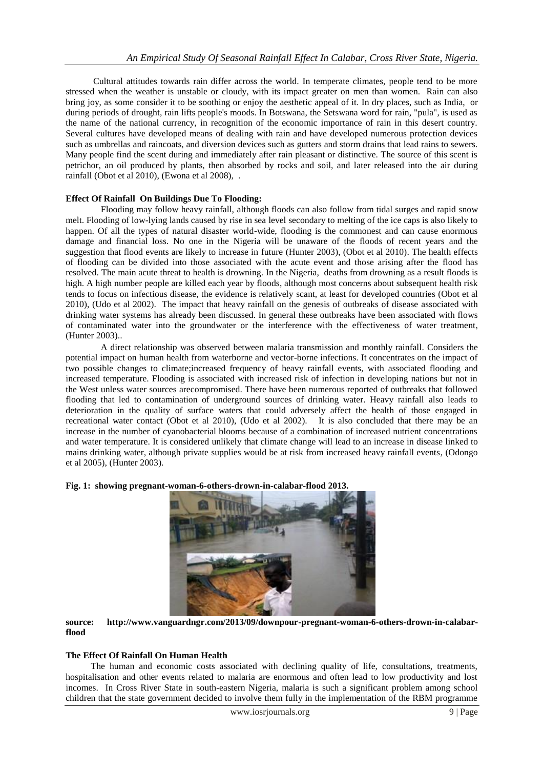Cultural attitudes towards rain differ across the world. In temperate climates, people tend to be more stressed when the weather is unstable or cloudy, with its impact greater on men than women. Rain can also bring joy, as some consider it to be soothing or enjoy the aesthetic appeal of it. In dry places, such as India, or during periods of drought, rain lifts people's moods. In Botswana, the Setswana word for rain, "pula", is used as the name of the national currency, in recognition of the economic importance of rain in this desert country. Several cultures have developed means of dealing with rain and have developed numerous protection devices such as umbrellas and raincoats, and diversion devices such as gutters and storm drains that lead rains to sewers. Many people find the scent during and immediately after rain pleasant or distinctive. The source of this scent is petrichor, an oil produced by plants, then absorbed by rocks and soil, and later released into the air during rainfall (Obot et al 2010), (Ewona et al 2008), .

**Effect Of Rainfall On Buildings Due To Flooding:**

Flooding may follow heavy rainfall, although floods can also follow from tidal surges and rapid snow melt. Flooding of low-lying lands caused by rise in sea level secondary to melting of the ice caps is also likely to happen. Of all the types of natural disaster world-wide, flooding is the commonest and can cause enormous damage and financial loss. No one in the Nigeria will be unaware of the floods of recent years and the suggestion that flood events are likely to increase in future (Hunter 2003), (Obot et al 2010). The health effects of flooding can be divided into those associated with the acute event and those arising after the flood has resolved. The main acute threat to health is drowning. In the Nigeria, deaths from drowning as a result floods is high. A high number people are killed each year by floods, although most concerns about subsequent health risk tends to focus on infectious disease, the evidence is relatively scant, at least for developed countries (Obot et al 2010), (Udo et al 2002). The impact that heavy rainfall on the genesis of outbreaks of disease associated with drinking water systems has already been discussed. In general these outbreaks have been associated with flows of contaminated water into the groundwater or the interference with the effectiveness of water treatment, (Hunter 2003)..

A direct relationship was observed between malaria transmission and monthly rainfall. Considers the potential impact on human health from waterborne and vector-borne infections. It concentrates on the impact of two possible changes to climate;increased frequency of heavy rainfall events, with associated flooding and increased temperature. Flooding is associated with increased risk of infection in developing nations but not in the West unless water sources arecompromised. There have been numerous reported of outbreaks that followed flooding that led to contamination of underground sources of drinking water. Heavy rainfall also leads to deterioration in the quality of surface waters that could adversely affect the health of those engaged in recreational water contact (Obot et al 2010), (Udo et al 2002). It is also concluded that there may be an increase in the number of cyanobacterial blooms because of a combination of increased nutrient concentrations and water temperature. It is considered unlikely that climate change will lead to an increase in disease linked to mains drinking water, although private supplies would be at risk from increased heavy rainfall events, (Odongo et al 2005), (Hunter 2003).

**Fig. 1: showing pregnant-woman-6-others-drown-in-calabar-flood 2013.**

**source: http://www.vanguardngr.com/2013/09/downpour-pregnant-woman-6-others-drown-in-calabar-flood**

**The Effect Of Rainfall On Human Health**

The human and economic costs associated with declining quality of life, consultations, treatments, hospitalisation and other events related to malaria are enormous and often lead to low productivity and lost incomes. In Cross River State in south-eastern Nigeria, malaria is such a significant problem among school children that the state government decided to involve them fully in the implementation of the RBM programme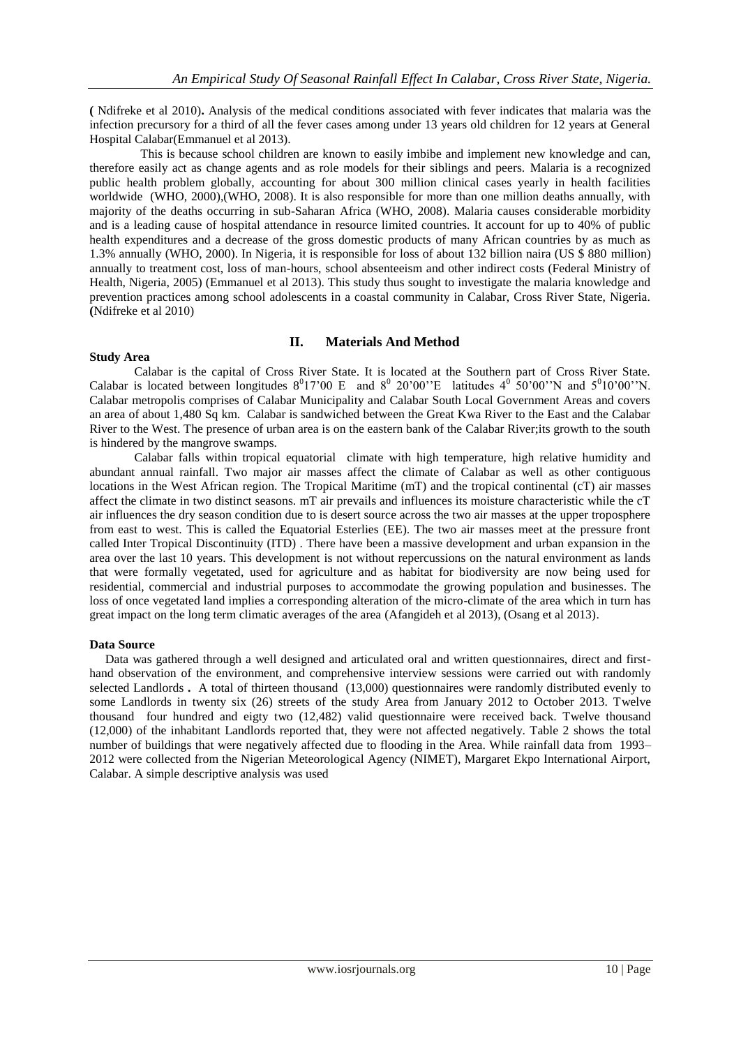( Ndifreke et al 2010)**.** Analysis of the medical conditions associated with fever indicates that malaria was the infection precursory for a third of all the fever cases among under 13 years old children for 12 years at General Hospital Calabar(Emmanuel et al 2013).

This is because school children are known to easily imbibe and implement new knowledge and can, therefore easily act as change agents and as role models for their siblings and peers. Malaria is a recognized public health problem globally, accounting for about 300 million clinical cases yearly in health facilities worldwide (WHO, 2000),(WHO, 2008). It is also responsible for more than one million deaths annually, with majority of the deaths occurring in sub-Saharan Africa (WHO, 2008). Malaria causes considerable morbidity and is a leading cause of hospital attendance in resource limited countries. It account for up to 40% of public health expenditures and a decrease of the gross domestic products of many African countries by as much as 1.3% annually (WHO, 2000). In Nigeria, it is responsible for loss of about 132 billion naira (US $ 880 million) annually to treatment cost, loss of man-hours, school absenteeism and other indirect costs (Federal Ministry of Health, Nigeria, 2005) (Emmanuel et al 2013). This study thus sought to investigate the malaria knowledge and prevention practices among school adolescents in a coastal community in Calabar, Cross River State, Nigeria. **(**Ndifreke et al 2010)

## II. Materials And Method

**Study Area**

Calabar is the capital of Cross River State. It is located at the Southern part of Cross River State. Calabar is located between longitudes $8^0$17'00 E and $8^0$ 20'00''E latitudes $4^0$ 50'00''N and $5^0$10'00''N. Calabar metropolis comprises of Calabar Municipality and Calabar South Local Government Areas and covers an area of about 1,480 Sq km. Calabar is sandwiched between the Great Kwa River to the East and the Calabar River to the West. The presence of urban area is on the eastern bank of the Calabar River;its growth to the south is hindered by the mangrove swamps.

Calabar falls within tropical equatorial climate with high temperature, high relative humidity and abundant annual rainfall. Two major air masses affect the climate of Calabar as well as other contiguous locations in the West African region. The Tropical Maritime (mT) and the tropical continental (cT) air masses affect the climate in two distinct seasons. mT air prevails and influences its moisture characteristic while the cT air influences the dry season condition due to is desert source across the two air masses at the upper troposphere from east to west. This is called the Equatorial Esterlies (EE). The two air masses meet at the pressure front called Inter Tropical Discontinuity (ITD) . There have been a massive development and urban expansion in the area over the last 10 years. This development is not without repercussions on the natural environment as lands that were formally vegetated, used for agriculture and as habitat for biodiversity are now being used for residential, commercial and industrial purposes to accommodate the growing population and businesses. The loss of once vegetated land implies a corresponding alteration of the micro-climate of the area which in turn has great impact on the long term climatic averages of the area (Afangideh et al 2013), (Osang et al 2013).

**Data Source**

Data was gathered through a well designed and articulated oral and written questionnaires, direct and first-hand observation of the environment, and comprehensive interview sessions were carried out with randomly selected Landlords **.** A total of thirteen thousand (13,000) questionnaires were randomly distributed evenly to some Landlords in twenty six (26) streets of the study Area from January 2012 to October 2013. Twelve thousand four hundred and eigty two (12,482) valid questionnaire were received back. Twelve thousand (12,000) of the inhabitant Landlords reported that, they were not affected negatively. Table 2 shows the total number of buildings that were negatively affected due to flooding in the Area. While rainfall data from 1993–2012 were collected from the Nigerian Meteorological Agency (NIMET), Margaret Ekpo International Airport, Calabar. A simple descriptive analysis was used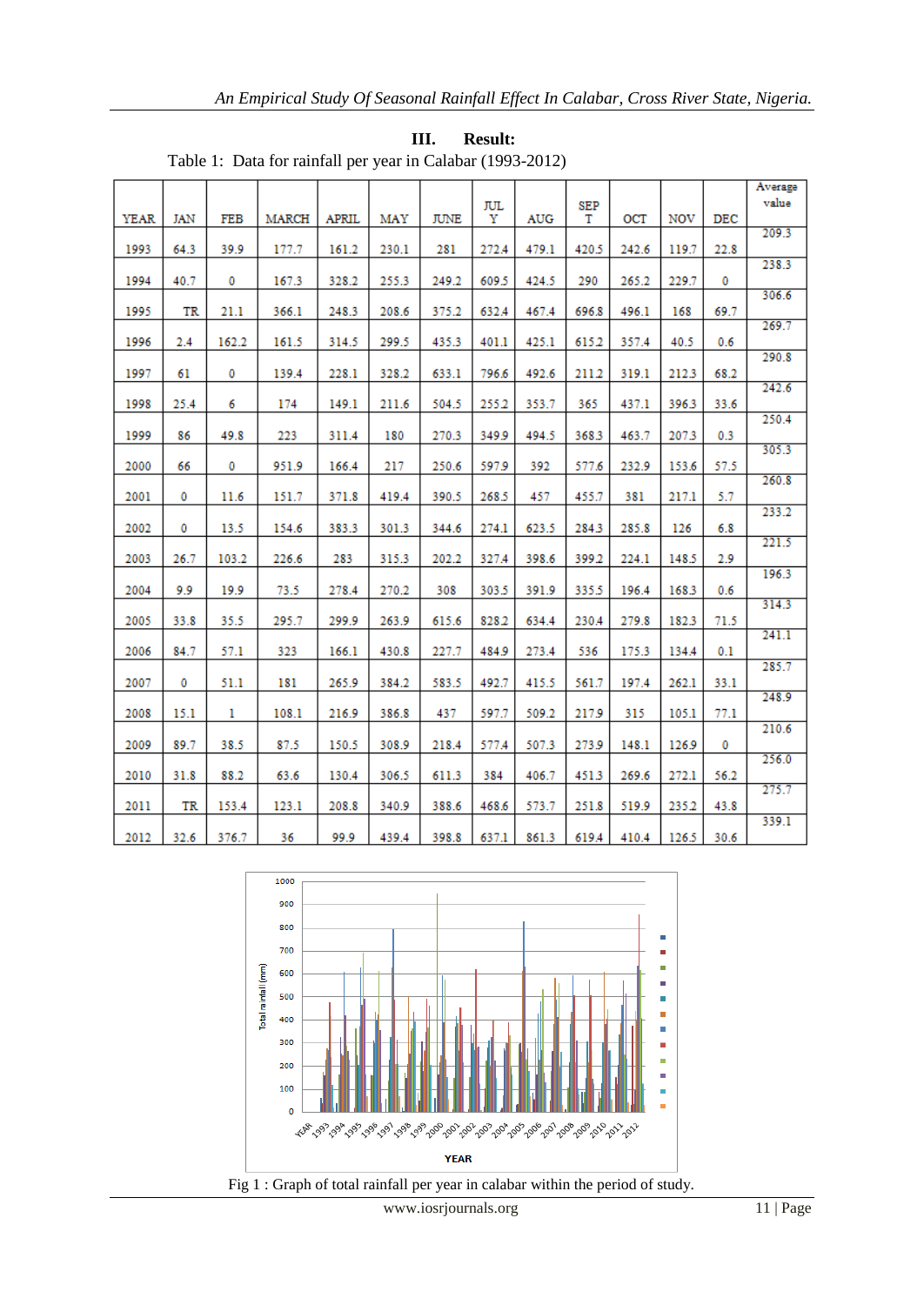## III. Result:

Table 1: Data for rainfall per year in Calabar (1993-2012)

| YEAR | JAN | FEB | MARCH | APRIL | MAY | JUNE | JULY | AUG | SEPT | OCT | NOV | DEC | Average value |
|---|---|---|---|---|---|---|---|---|---|---|---|---|---|
| 1993 | 64.3 | 39.9 | 177.7 | 161.2 | 230.1 | 281 | 272.4 | 479.1 | 420.5 | 242.6 | 119.7 | 22.8 | 209.3 |
| 1994 | 40.7 | 0 | 167.3 | 328.2 | 255.3 | 249.2 | 609.5 | 424.5 | 290 | 265.2 | 229.7 | 0 | 238.3 |
| 1995 | TR | 21.1 | 366.1 | 248.3 | 208.6 | 375.2 | 632.4 | 467.4 | 696.8 | 496.1 | 168 | 69.7 | 306.6 |
| 1996 | 2.4 | 162.2 | 161.5 | 314.5 | 299.5 | 435.3 | 401.1 | 425.1 | 615.2 | 357.4 | 40.5 | 0.6 | 269.7 |
| 1997 | 61 | 0 | 139.4 | 228.1 | 328.2 | 633.1 | 796.6 | 492.6 | 211.2 | 319.1 | 212.3 | 68.2 | 290.8 |
| 1998 | 25.4 | 6 | 174 | 149.1 | 211.6 | 504.5 | 255.2 | 353.7 | 365 | 437.1 | 396.3 | 33.6 | 242.6 |
| 1999 | 86 | 49.8 | 223 | 311.4 | 180 | 270.3 | 349.9 | 494.5 | 368.3 | 463.7 | 207.3 | 0.3 | 250.4 |
| 2000 | 66 | 0 | 951.9 | 166.4 | 217 | 250.6 | 597.9 | 392 | 577.6 | 232.9 | 153.6 | 57.5 | 305.3 |
| 2001 | 0 | 11.6 | 151.7 | 371.8 | 419.4 | 390.5 | 268.5 | 457 | 455.7 | 381 | 217.1 | 5.7 | 260.8 |
| 2002 | 0 | 13.5 | 154.6 | 383.3 | 301.3 | 344.6 | 274.1 | 623.5 | 284.3 | 285.8 | 126 | 6.8 | 233.2 |
| 2003 | 26.7 | 103.2 | 226.6 | 283 | 315.3 | 202.2 | 327.4 | 398.6 | 399.2 | 224.1 | 148.5 | 2.9 | 221.5 |
| 2004 | 9.9 | 19.9 | 73.5 | 278.4 | 270.2 | 308 | 303.5 | 391.9 | 335.5 | 196.4 | 168.3 | 0.6 | 196.3 |
| 2005 | 33.8 | 35.5 | 295.7 | 299.9 | 263.9 | 615.6 | 828.2 | 634.4 | 230.4 | 279.8 | 182.3 | 71.5 | 314.3 |
| 2006 | 84.7 | 57.1 | 323 | 166.1 | 430.8 | 227.7 | 484.9 | 273.4 | 536 | 175.3 | 134.4 | 0.1 | 241.1 |
| 2007 | 0 | 51.1 | 181 | 265.9 | 384.2 | 583.5 | 492.7 | 415.5 | 561.7 | 197.4 | 262.1 | 33.1 | 285.7 |
| 2008 | 15.1 | 1 | 108.1 | 216.9 | 386.8 | 437 | 597.7 | 509.2 | 217.9 | 315 | 105.1 | 77.1 | 248.9 |
| 2009 | 89.7 | 38.5 | 87.5 | 150.5 | 308.9 | 218.4 | 577.4 | 507.3 | 273.9 | 148.1 | 126.9 | 0 | 210.6 |
| 2010 | 31.8 | 88.2 | 63.6 | 130.4 | 306.5 | 611.3 | 384 | 406.7 | 451.3 | 269.6 | 272.1 | 56.2 | 256.0 |
| 2011 | TR | 153.4 | 123.1 | 208.8 | 340.9 | 388.6 | 468.6 | 573.7 | 251.8 | 519.9 | 235.2 | 43.8 | 275.7 |
| 2012 | 32.6 | 376.7 | 36 | 99.9 | 439.4 | 398.8 | 637.1 | 861.3 | 619.4 | 410.4 | 126.5 | 30.6 | 339.1 |

1000
900
800
700
600
500
400
300
200
100
0

Total rainfall (mm)

YEAR 1993 1994 1995 1996 1997 1998 1999 2000 2001 2002 2003 2004 2005 2006 2007 2008 2009 2010 2011 2012

YEAR

Fig 1 : Graph of total rainfall per year in calabar within the period of study.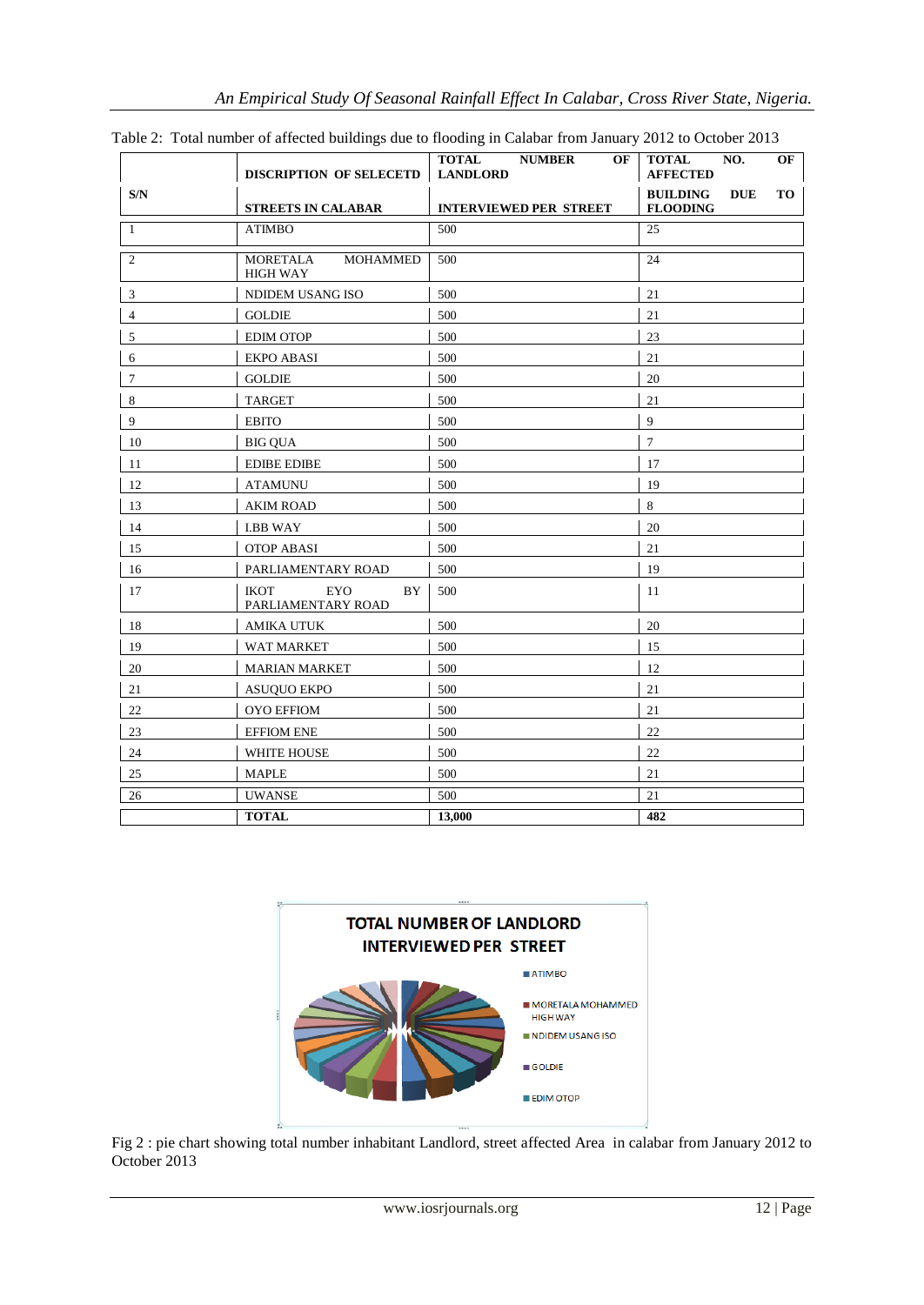Table 2: Total number of affected buildings due to flooding in Calabar from January 2012 to October 2013

| S/N | DISCRIPTION OF SELECETD STREETS IN CALABAR | TOTAL NUMBER OF LANDLORD INTERVIEWED PER STREET | TOTAL NO. OF AFFECTED BUILDING DUE TO FLOODING |
|---|---|---|---|
| 1 | ATIMBO | 500 | 25 |
| 2 | MORETALA MOHAMMED HIGH WAY | 500 | 24 |
| 3 | NDIDEM USANG ISO | 500 | 21 |
| 4 | GOLDIE | 500 | 21 |
| 5 | EDIM OTOP | 500 | 23 |
| 6 | EKPO ABASI | 500 | 21 |
| 7 | GOLDIE | 500 | 20 |
| 8 | TARGET | 500 | 21 |
| 9 | EBITO | 500 | 9 |
| 10 | BIG QUA | 500 | 7 |
| 11 | EDIBE EDIBE | 500 | 17 |
| 12 | ATAMUNU | 500 | 19 |
| 13 | AKIM ROAD | 500 | 8 |
| 14 | I.BB WAY | 500 | 20 |
| 15 | OTOP ABASI | 500 | 21 |
| 16 | PARLIAMENTARY ROAD | 500 | 19 |
| 17 | IKOT EYO BY PARLIAMENTARY ROAD | 500 | 11 |
| 18 | AMIKA UTUK | 500 | 20 |
| 19 | WAT MARKET | 500 | 15 |
| 20 | MARIAN MARKET | 500 | 12 |
| 21 | ASUQUO EKPO | 500 | 21 |
| 22 | OYO EFFIOM | 500 | 21 |
| 23 | EFFIOM ENE | 500 | 22 |
| 24 | WHITE HOUSE | 500 | 22 |
| 25 | MAPLE | 500 | 21 |
| 26 | UWANSE | 500 | 21 |
| | **TOTAL** | **13,000** | **482** |

TOTAL NUMBER OF LANDLORD INTERVIEWED PER STREET

ATIMBO
MORETALA MOHAMMED HIGH WAY
NDIDEM USANG ISO
GOLDIE
EDIM OTOP

Fig 2 : pie chart showing total number inhabitant Landlord, street affected Area in calabar from January 2012 to October 2013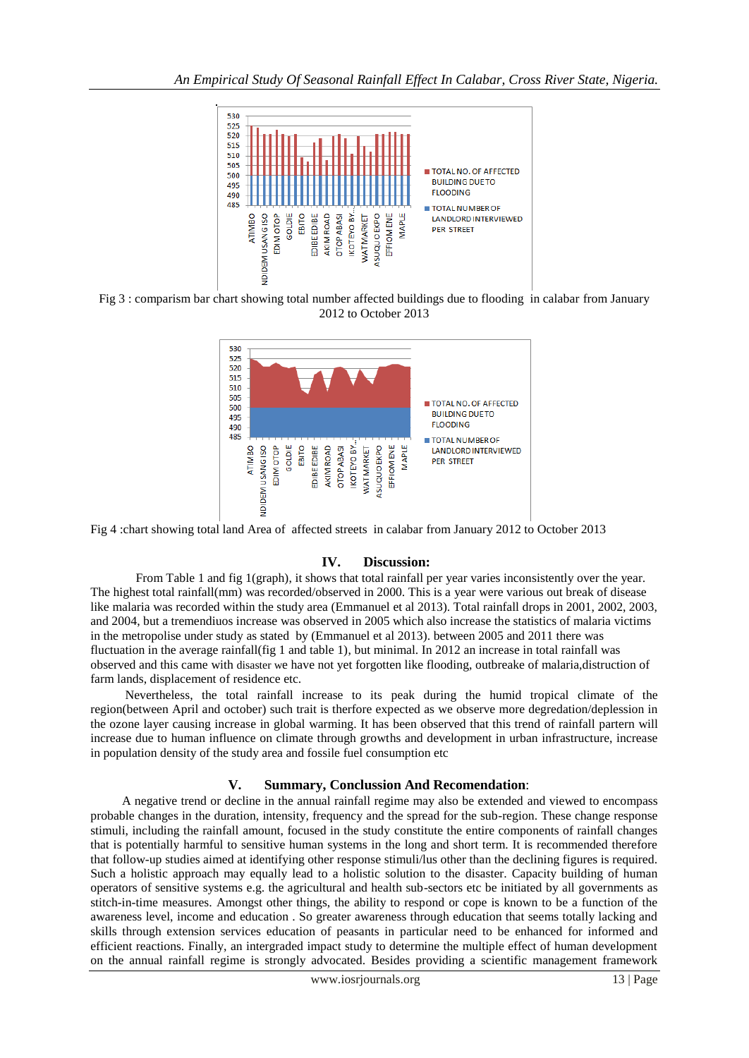530
525
520
515
510
505
500
495
490
485

ATIMBO
NDIDEM USANG ISO
EDIM OTOP
GOLDIE
EBITO
EDIBE EDIBE
AKIM ROAD
OTOP ABASI
IKOT EYO BY...
WAT MARKET
ASUQUO EKPO
EFFIOM ENE
MAPLE

TOTAL NO. OF AFFECTED BUILDING DUE TO FLOODING
TOTAL NUMBER OF LANDLORD INTERVIEWED PER STREET

Fig 3 : comparism bar chart showing total number affected buildings due to flooding in calabar from January 2012 to October 2013

530
525
520
515
510
505
500
495
490
485

ATIMBO
NDIDEM USANG ISO
EDIM OTOP
GOLDIE
EBITO
EDIBE EDIBE
AKIM ROAD
OTOP ABASI
IKOT EYO BY...
WAT MARKET
ASUQUO EKPO
EFFIOM ENE
MAPLE

TOTAL NO. OF AFFECTED BUILDING DUE TO FLOODING
TOTAL NUMBER OF LANDLORD INTERVIEWED PER STREET

Fig 4 :chart showing total land Area of affected streets in calabar from January 2012 to October 2013

## IV. Discussion:

From Table 1 and fig 1(graph), it shows that total rainfall per year varies inconsistently over the year. The highest total rainfall(mm) was recorded/observed in 2000. This is a year were various out break of disease like malaria was recorded within the study area (Emmanuel et al 2013). Total rainfall drops in 2001, 2002, 2003, and 2004, but a tremendiuos increase was observed in 2005 which also increase the statistics of malaria victims in the metropolise under study as stated by (Emmanuel et al 2013). between 2005 and 2011 there was fluctuation in the average rainfall(fig 1 and table 1), but minimal. In 2012 an increase in total rainfall was observed and this came with disaster we have not yet forgotten like flooding, outbreake of malaria,distruction of farm lands, displacement of residence etc.

Nevertheless, the total rainfall increase to its peak during the humid tropical climate of the region(between April and october) such trait is therfore expected as we observe more degredation/deplession in the ozone layer causing increase in global warming. It has been observed that this trend of rainfall partern will increase due to human influence on climate through growths and development in urban infrastructure, increase in population density of the study area and fossile fuel consumption etc

## V. Summary, Conclusion And Recomendation:

A negative trend or decline in the annual rainfall regime may also be extended and viewed to encompass probable changes in the duration, intensity, frequency and the spread for the sub-region. These change response stimuli, including the rainfall amount, focused in the study constitute the entire components of rainfall changes that is potentially harmful to sensitive human systems in the long and short term. It is recommended therefore that follow-up studies aimed at identifying other response stimuli/lus other than the declining figures is required. Such a holistic approach may equally lead to a holistic solution to the disaster. Capacity building of human operators of sensitive systems e.g. the agricultural and health sub-sectors etc be initiated by all governments as stitch-in-time measures. Amongst other things, the ability to respond or cope is known to be a function of the awareness level, income and education . So greater awareness through education that seems totally lacking and skills through extension services education of peasants in particular need to be enhanced for informed and efficient reactions. Finally, an intergraded impact study to determine the multiple effect of human development on the annual rainfall regime is strongly advocated. Besides providing a scientific management framework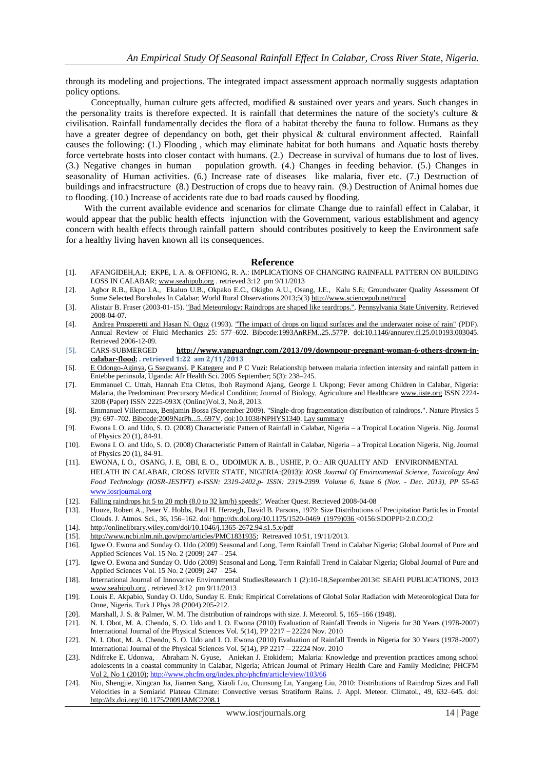through its modeling and projections. The integrated impact assessment approach normally suggests adaptation policy options.

Conceptually, human culture gets affected, modified & sustained over years and years. Such changes in the personality traits is therefore expected. It is rainfall that determines the nature of the society's culture & civilisation. Rainfall fundamentally decides the flora of a habitat thereby the fauna to follow. Humans as they have a greater degree of dependancy on both, get their physical & cultural environment affected. Rainfall causes the following: (1.) Flooding , which may eliminate habitat for both humans and Aquatic hosts thereby force vertebrate hosts into closer contact with humans. (2.) Decrease in survival of humans due to lost of lives. (3.) Negative changes in human population growth. (4.) Changes in feeding behavior. (5.) Changes in seasonality of Human activities. (6.) Increase rate of diseases like malaria, fiver etc. (7.) Destruction of buildings and infracstructure (8.) Destruction of crops due to heavy rain. (9.) Destruction of Animal homes due to flooding. (10.) Increase of accidents rate due to bad roads caused by flooding.

With the current available evidence and scenarios for climate Change due to rainfall effect in Calabar, it would appear that the public health effects injunction with the Government, various establishment and agency concern with health effects through rainfall pattern should contributes positively to keep the Environment safe for a healthy living haven known all its consequences.

# Reference

[1]. AFANGIDEH,A.I; EKPE, I. A. & OFFIONG, R. A.: IMPLICATIONS OF CHANGING RAINFALL PATTERN ON BUILDING LOSS IN CALABAR; www.seahipub.org . retrieved 3:12 pm 9/11/2013

[2]. Agbor R.B., Ekpo I.A., Ekaluo U.B., Okpako E.C., Okigbo A.U., Osang, J.E., Kalu S.E; Groundwater Quality Assessment Of Some Selected Boreholes In Calabar; World Rural Observations 2013;5(3) http://www.sciencepub.net/rural

[3]. Alistair B. Fraser (2003-01-15). "Bad Meteorology: Raindrops are shaped like teardrops.". Pennsylvania State University. Retrieved 2008-04-07.

[4]. Andrea Prosperetti and Hasan N. Oguz (1993). "The impact of drops on liquid surfaces and the underwater noise of rain" (PDF). Annual Review of Fluid Mechanics 25: 577–602. Bibcode:1993AnRFM..25..577P. doi:10.1146/annurev.fl.25.010193.003045. Retrieved 2006-12-09.

[5]. CARS-SUBMERGED **http://www.vanguardngr.com/2013/09/downpour-pregnant-woman-6-others-drown-in-calabar-flood**; **. retrieved 1:22 am 2/11/2013**

[6]. E Odongo-Aginya, G Ssegwanyi, P Kategere and P C Vuzi: Relationship between malaria infection intensity and rainfall pattern in Entebbe peninsula, Uganda: Afr Health Sci. 2005 September; 5(3): 238–245.

[7]. Emmanuel C. Uttah, Hannah Etta Cletus, Iboh Raymond Ajang, George I. Ukpong; Fever among Children in Calabar, Nigeria: Malaria, the Predominant Precursory Medical Condition; Journal of Biology, Agriculture and Healthcare www.iiste.org ISSN 2224-3208 (Paper) ISSN 2225-093X (Online)Vol.3, No.8, 2013.

[8]. Emmanuel Villermaux, Benjamin Bossa (September 2009). "Single-drop fragmentation distribution of raindrops.". Nature Physics 5 (9): 697–702. Bibcode:2009NatPh...5..697V. doi:10.1038/NPHYS1340. Lay summary

[9]. Ewona I. O. and Udo, S. O. (2008) Characteristic Pattern of Rainfall in Calabar, Nigeria – a Tropical Location Nigeria. Nig. Journal of Physics 20 (1), 84-91.

[10]. Ewona I. O. and Udo, S. O. (2008) Characteristic Pattern of Rainfall in Calabar, Nigeria – a Tropical Location Nigeria. Nig. Journal of Physics 20 (1), 84-91.

[11]. EWONA, I. O., OSANG, J. E, OBI, E. O., UDOIMUK A. B. , USHIE, P. O.: AIR QUALITY AND ENVIRONMENTAL HELATH IN CALABAR, CROSS RIVER STATE, NIGERIA:(2013): *IOSR Journal Of Environmental Science, Toxicology And Food Technology (IOSR-JESTFT) e-ISSN: 2319-2402,p- ISSN: 2319-2399. Volume 6, Issue 6 (Nov. - Dec. 2013), PP 55-65* www.iosrjournal.org

[12]. Falling raindrops hit 5 to 20 mph (8.0 to 32 km/h) speeds". Weather Quest. Retrieved 2008-04-08

[13]. Houze, Robert A., Peter V. Hobbs, Paul H. Herzegh, David B. Parsons, 1979: Size Distributions of Precipitation Particles in Frontal Clouds. J. Atmos. Sci., 36, 156–162. doi: http://dx.doi.org/10.1175/1520-0469 (1979)036 <0156:SDOPPI>2.0.CO;2

[14]. http://onlinelibrary.wiley.com/doi/10.1046/j.1365-2672.94.s1.5.x/pdf

[15]. http://www.ncbi.nlm.nih.gov/pmc/articles/PMC1831935; Retreaved 10:51, 19/11/2013.

[16]. Igwe O. Ewona and Sunday O. Udo (2009) Seasonal and Long, Term Rainfall Trend in Calabar Nigeria; Global Journal of Pure and Applied Sciences Vol. 15 No. 2 (2009) 247 – 254.

[17]. Igwe O. Ewona and Sunday O. Udo (2009) Seasonal and Long, Term Rainfall Trend in Calabar Nigeria; Global Journal of Pure and Applied Sciences Vol. 15 No. 2 (2009) 247 – 254.

[18]. International Journal of Innovative Environmental StudiesResearch 1 (2):10-18,September2013© SEAHI PUBLICATIONS, 2013 www.seahipub.org . retrieved 3:12 pm 9/11/2013

[19]. Louis E. Akpabio, Sunday O. Udo, Sunday E. Etuk; Empirical Correlations of Global Solar Radiation with Meteorological Data for Onne, Nigeria. Turk J Phys 28 (2004) 205-212.

[20]. Marshall, J. S. & Palmer, W. M. The distribution of raindrops with size. J. Meteorol. 5, 165–166 (1948).

[21]. N. I. Obot, M. A. Chendo, S. O. Udo and I. O. Ewona (2010) Evaluation of Rainfall Trends in Nigeria for 30 Years (1978-2007) International Journal of the Physical Sciences Vol. 5(14), PP 2217 – 22224 Nov. 2010

[22]. N. I. Obot, M. A. Chendo, S. O. Udo and I. O. Ewona (2010) Evaluation of Rainfall Trends in Nigeria for 30 Years (1978-2007) International Journal of the Physical Sciences Vol. 5(14), PP 2217 – 22224 Nov. 2010

[23]. Ndifreke E. Udonwa, Abraham N. Gyuse, Aniekan J. Etokidem; Malaria: Knowledge and prevention practices among school adolescents in a coastal community in Calabar, Nigeria; African Journal of Primary Health Care and Family Medicine; PHCFM Vol 2, No 1 (2010); http://www.phcfm.org/index.php/phcfm/article/view/103/66

[24]. Niu, Shengjie, Xingcan Jia, Jianren Sang, Xiaoli Liu, Chunsong Lu, Yangang Liu, 2010: Distributions of Raindrop Sizes and Fall Velocities in a Semiarid Plateau Climate: Convective versus Stratiform Rains. J. Appl. Meteor. Climatol., 49, 632–645. doi: http://dx.doi.org/10.1175/2009JAMC2208.1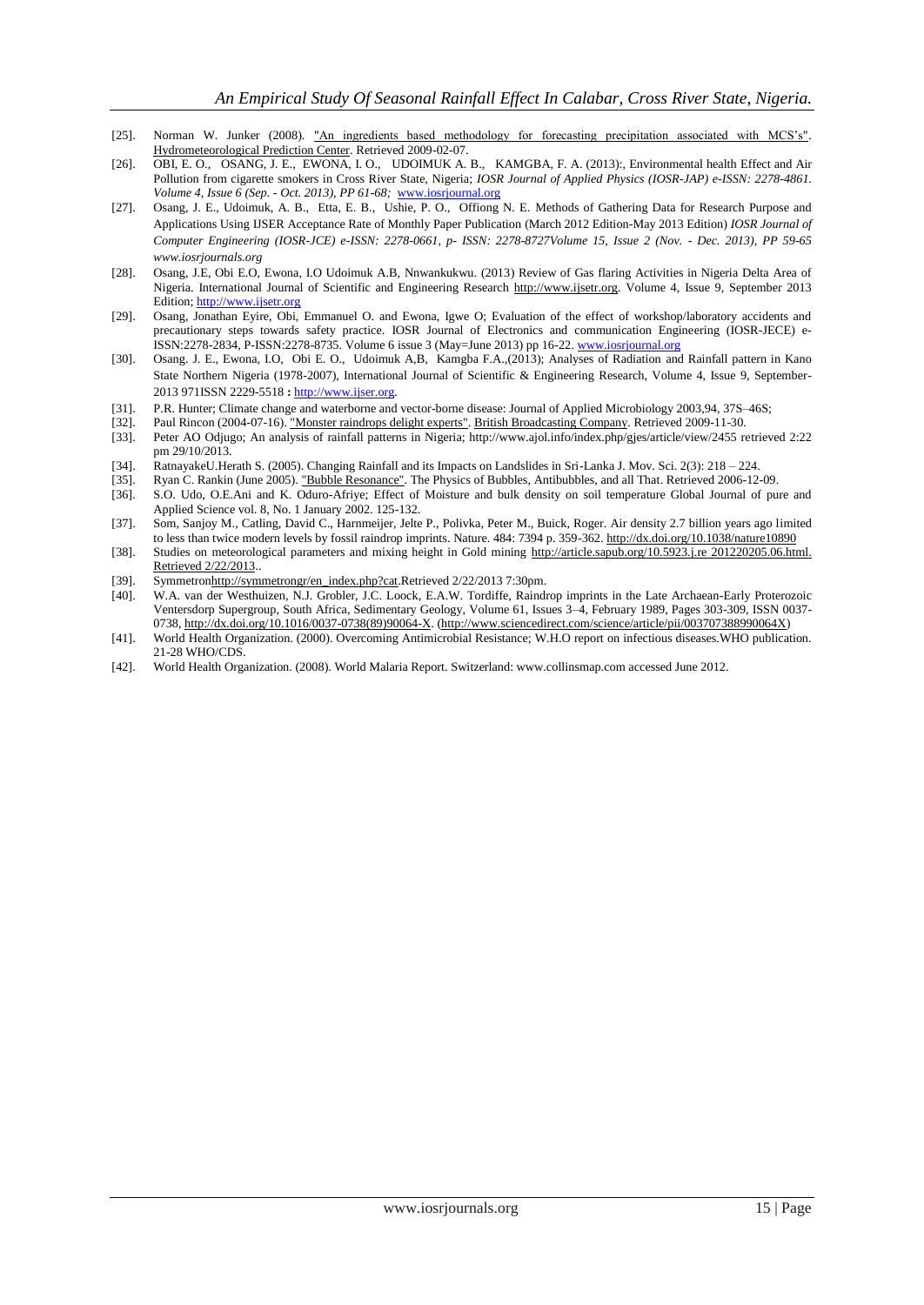[25]. Norman W. Junker (2008). "An ingredients based methodology for forecasting precipitation associated with MCS's". Hydrometeorological Prediction Center. Retrieved 2009-02-07.

[26]. OBI, E. O., OSANG, J. E., EWONA, I. O., UDOIMUK A. B., KAMGBA, F. A. (2013):, Environmental health Effect and Air Pollution from cigarette smokers in Cross River State, Nigeria; *IOSR Journal of Applied Physics (IOSR-JAP) e-ISSN: 2278-4861. Volume 4, Issue 6 (Sep. - Oct. 2013), PP 61-68;* www.iosrjournal.org

[27]. Osang, J. E., Udoimuk, A. B., Etta, E. B., Ushie, P. O., Offiong N. E. Methods of Gathering Data for Research Purpose and Applications Using IJSER Acceptance Rate of Monthly Paper Publication (March 2012 Edition-May 2013 Edition) *IOSR Journal of Computer Engineering (IOSR-JCE) e-ISSN: 2278-0661, p- ISSN: 2278-8727Volume 15, Issue 2 (Nov. - Dec. 2013), PP 59-65 www.iosrjournals.org*

[28]. Osang, J.E, Obi E.O, Ewona, I.O Udoimuk A.B, Nnwankukwu. (2013) Review of Gas flaring Activities in Nigeria Delta Area of Nigeria. International Journal of Scientific and Engineering Research http://www.ijsetr.org. Volume 4, Issue 9, September 2013 Edition; http://www.ijsetr.org

[29]. Osang, Jonathan Eyire, Obi, Emmanuel O. and Ewona, Igwe O; Evaluation of the effect of workshop/laboratory accidents and precautionary steps towards safety practice. IOSR Journal of Electronics and communication Engineering (IOSR-JECE) e-ISSN:2278-2834, P-ISSN:2278-8735. Volume 6 issue 3 (May=June 2013) pp 16-22. www.iosrjournal.org

[30]. Osang. J. E., Ewona, I.O, Obi E. O., Udoimuk A,B, Kamgba F.A.,(2013); Analyses of Radiation and Rainfall pattern in Kano State Northern Nigeria (1978-2007), International Journal of Scientific & Engineering Research, Volume 4, Issue 9, September-2013 971ISSN 2229-5518 **:** http://www.ijser.org.

[31]. P.R. Hunter; Climate change and waterborne and vector-borne disease: Journal of Applied Microbiology 2003,94, 37S–46S;

[32]. Paul Rincon (2004-07-16). "Monster raindrops delight experts". British Broadcasting Company. Retrieved 2009-11-30.

[33]. Peter AO Odjugo; An analysis of rainfall patterns in Nigeria; http://www.ajol.info/index.php/gjes/article/view/2455 retrieved 2:22 pm 29/10/2013.

[34]. RatnayakeU.Herath S. (2005). Changing Rainfall and its Impacts on Landslides in Sri-Lanka J. Mov. Sci. 2(3): 218 – 224.

[35]. Ryan C. Rankin (June 2005). "Bubble Resonance". The Physics of Bubbles, Antibubbles, and all That. Retrieved 2006-12-09.

[36]. S.O. Udo, O.E.Ani and K. Oduro-Afriye; Effect of Moisture and bulk density on soil temperature Global Journal of pure and Applied Science vol. 8, No. 1 January 2002. 125-132.

[37]. Som, Sanjoy M., Catling, David C., Harnmeijer, Jelte P., Polivka, Peter M., Buick, Roger. Air density 2.7 billion years ago limited to less than twice modern levels by fossil raindrop imprints. Nature. 484: 7394 p. 359-362. http://dx.doi.org/10.1038/nature10890

[38]. Studies on meteorological parameters and mixing height in Gold mining http://article.sapub.org/10.5923.j.re 201220205.06.html. Retrieved 2/22/2013..

[39]. Symmetronhttp://symmetrongr/en_index.php?cat.Retrieved 2/22/2013 7:30pm.

[40]. W.A. van der Westhuizen, N.J. Grobler, J.C. Loock, E.A.W. Tordiffe, Raindrop imprints in the Late Archaean-Early Proterozoic Ventersdorp Supergroup, South Africa, Sedimentary Geology, Volume 61, Issues 3–4, February 1989, Pages 303-309, ISSN 0037-0738, http://dx.doi.org/10.1016/0037-0738(89)90064-X. (http://www.sciencedirect.com/science/article/pii/003707388990064X)

[41]. World Health Organization. (2000). Overcoming Antimicrobial Resistance; W.H.O report on infectious diseases.WHO publication. 21-28 WHO/CDS.

[42]. World Health Organization. (2008). World Malaria Report. Switzerland: www.collinsmap.com accessed June 2012.